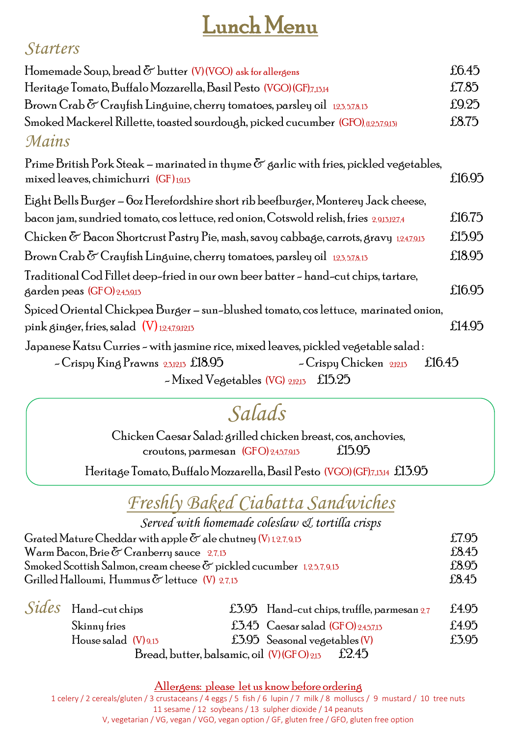# Lunch Menu

## *Starters*

Homemade Soup, bread & butter (V) (VGO) ask for allergens — £6.45

Heritage Tomato, Buffalo Mozzarella, Basil Pesto (VGO) (GF) 7,13,14 — £7.85

Brown Crab & Crayfish Linguine, cherry tomatoes, parsley oil 1,2,3,5,7,8,13 — £9.25

Smoked Mackerel Rillette, toasted sourdough, picked cucumber (GFO) (1,2,5,7,9,13) — £8.75

## *Mains*

Prime British Pork Steak – marinated in thyme & garlic with fries, pickled vegetables, mixed leaves, chimichurri (GF) 1,9,13 — £16.95

Eight Bells Burger – 6oz Herefordshire short rib beefburger, Monterey Jack cheese, bacon jam, sundried tomato, cos lettuce, red onion, Cotswold relish, fries 2,9,13,12,7,4 — £16.75

Chicken & Bacon Shortcrust Pastry Pie, mash, savoy cabbage, carrots, gravy 1,2,4,7,9,13 — £15.95

Brown Crab & Crayfish Linguine, cherry tomatoes, parsley oil 1,2,3,5,7,8,13 — £18.95

Traditional Cod Fillet deep-fried in our own beer batter – hand-cut chips, tartare, garden peas (GFO) 2,4,5,9,13 — £16.95

Spiced Oriental Chickpea Burger – sun-blushed tomato, cos lettuce, marinated onion, pink ginger, fries, salad (V) 1,2,4,7,9,12,13 — £14.95

Japanese Katsu Curries – with jasmine rice, mixed leaves, pickled vegetable salad :

- Crispy King Prawns 2,3,12,13 £18.95
- Crispy Chicken 2,12,13 £16.45
- Mixed Vegetables (VG) 2,12,13 £15.25

## *Salads*

Chicken Caesar Salad: grilled chicken breast, cos, anchovies, croutons, parmesan (GFO) 2,4,5,7,9,13 — £15.95

Heritage Tomato, Buffalo Mozzarella, Basil Pesto (VGO) (GF) 7,13,14 — £13.95

## *Freshly Baked Ciabatta Sandwiches*

*Served with homemade coleslaw & tortilla crisps*

Grated Mature Cheddar with apple & ale chutney (V) 1, 2, 7, 9, 13 — £7.95

Warm Bacon, Brie & Cranberry sauce 2, 7, 13 — £8.45

Smoked Scottish Salmon, cream cheese & pickled cucumber 1, 2, 5, 7, 9, 13 — £8.95

Grilled Halloumi, Hummus & lettuce (V) 2, 7, 13 — £8.45

## *Sides*

| | | | |
|---|---|---|---|
| Hand-cut chips | £3.95 | Hand-cut chips, truffle, parmesan 2,7 | £4.95 |
| Skinny fries | £3.45 | Caesar salad (GFO) 2,4,5,7,13 | £4.95 |
| House salad (V) 9,13 | £3.95 | Seasonal vegetables (V) | £3.95 |

Bread, butter, balsamic, oil (V) (GFO) 2,13 — £2.45

**Allergens: please let us know before ordering**

1 celery / 2 cereals/gluten / 3 crustaceans / 4 eggs / 5 fish / 6 lupin / 7 milk / 8 molluscs / 9 mustard / 10 tree nuts
11 sesame / 12 soybeans / 13 sulpher dioxide / 14 peanuts
V, vegetarian / VG, vegan / VGO, vegan option / GF, gluten free / GFO, gluten free option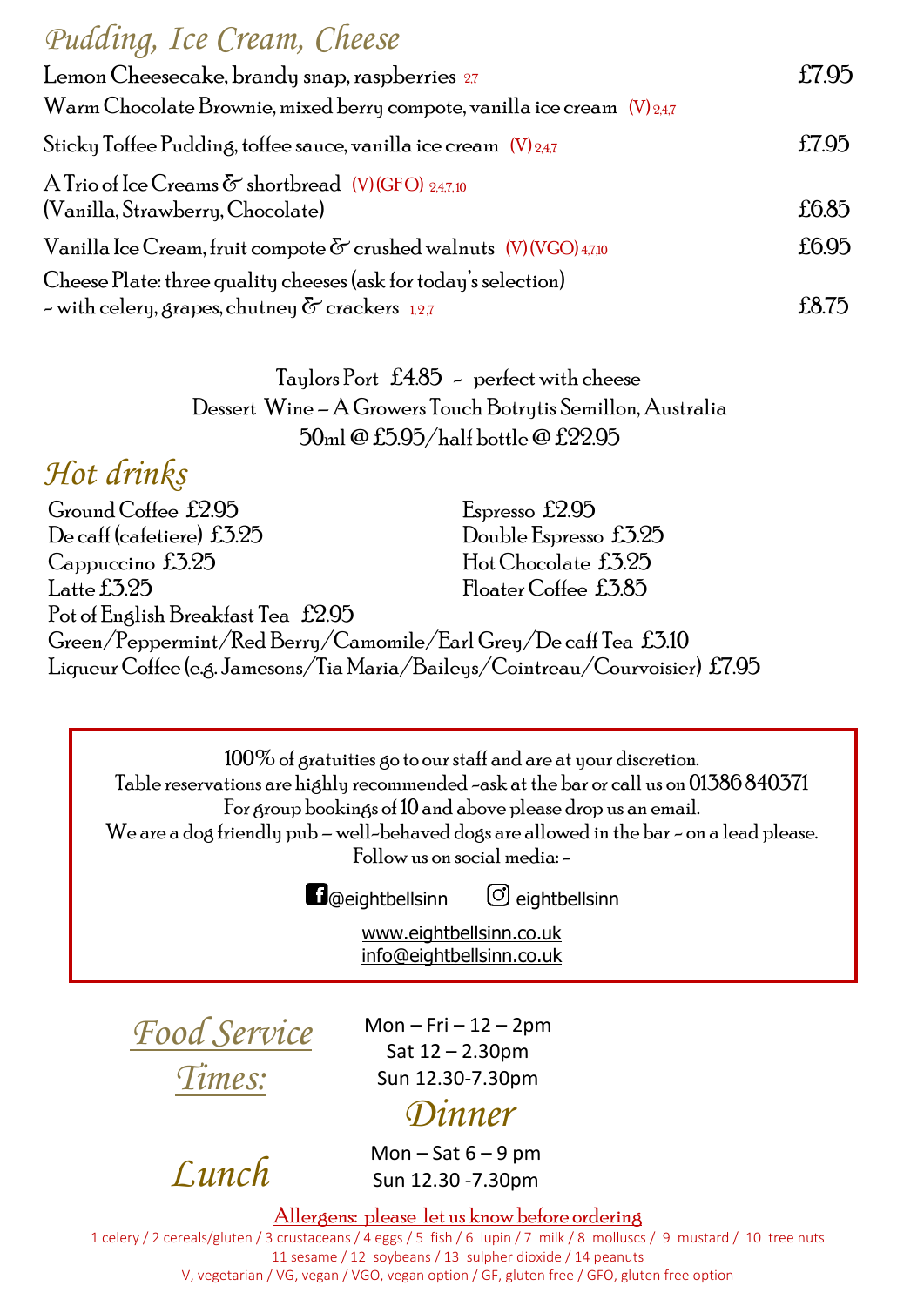## Pudding, Ice Cream, Cheese

| | |
|---|---|
| Lemon Cheesecake, brandy snap, raspberries 2,7 | £7.95 |
| Warm Chocolate Brownie, mixed berry compote, vanilla ice cream (V) 2,4,7 | |
| Sticky Toffee Pudding, toffee sauce, vanilla ice cream (V) 2,4,7 | £7.95 |
| A Trio of Ice Creams & shortbread (V) (GFO) 2,4,7,10 (Vanilla, Strawberry, Chocolate) | £6.85 |
| Vanilla Ice Cream, fruit compote & crushed walnuts (V) (VGO) 4,7,10 | £6.95 |
| Cheese Plate: three quality cheeses (ask for today's selection) ~ with celery, grapes, chutney & crackers 1,2,7 | £8.75 |

Taylors Port £4.85 ~ perfect with cheese
Dessert Wine – A Growers Touch Botrytis Semillon, Australia
50ml @ £5.95/half bottle @ £22.95

## Hot drinks

Ground Coffee £2.95
De caff (cafetiere) £3.25
Cappuccino £3.25
Latte £3.25
Espresso £2.95
Double Espresso £3.25
Hot Chocolate £3.25
Floater Coffee £3.85
Pot of English Breakfast Tea £2.95
Green/Peppermint/Red Berry/Camomile/Earl Grey/De caff Tea £3.10
Liqueur Coffee (e.g. Jamesons/Tia Maria/Baileys/Cointreau/Courvoisier) £7.95

100% of gratuities go to our staff and are at your discretion.
Table reservations are highly recommended ~ask at the bar or call us on 01386 840371
For group bookings of 10 and above please drop us an email.
We are a dog friendly pub – well-behaved dogs are allowed in the bar ~ on a lead please.
Follow us on social media: ~

@eightbellsinn eightbellsinn

www.eightbellsinn.co.uk
info@eightbellsinn.co.uk

## Food Service Times:

### Lunch

Mon – Fri – 12 – 2pm
Sat 12 – 2.30pm
Sun 12.30-7.30pm

### Dinner

Mon – Sat 6 – 9 pm
Sun 12.30 -7.30pm

**Allergens: please let us know before ordering**

1 celery / 2 cereals/gluten / 3 crustaceans / 4 eggs / 5 fish / 6 lupin / 7 milk / 8 molluscs / 9 mustard / 10 tree nuts
11 sesame / 12 soybeans / 13 sulpher dioxide / 14 peanuts
V, vegetarian / VG, vegan / VGO, vegan option / GF, gluten free / GFO, gluten free option